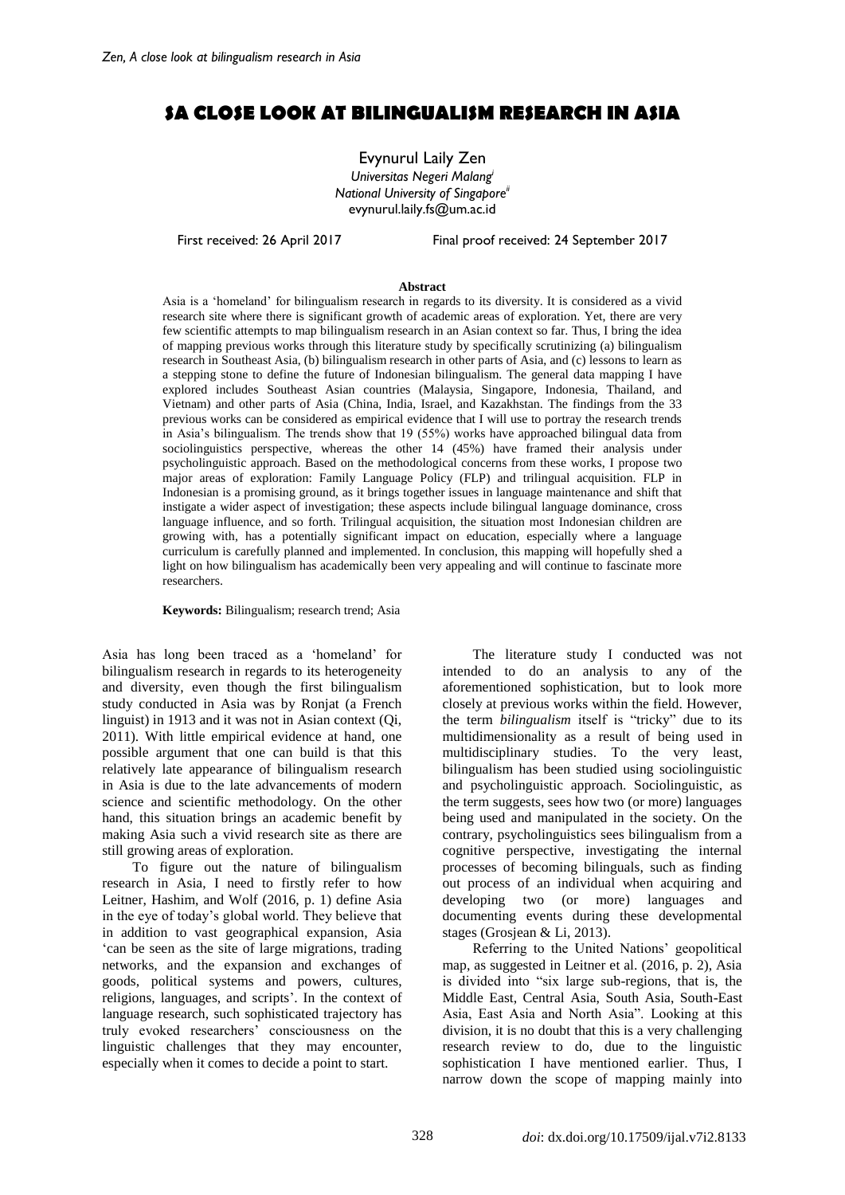# $A CLOSE LOOK AT BILINGUALISM RESEARCH IN A$IA

Evynurul Laily Zen
*Universitas Negeri Malang*[i]
*National University of Singapore*[ii]
evynurul.laily.fs@um.ac.id

First received: 26 April 2017 Final proof received: 24 September 2017

**Abstract**

Asia is a 'homeland' for bilingualism research in regards to its diversity. It is considered as a vivid research site where there is significant growth of academic areas of exploration. Yet, there are very few scientific attempts to map bilingualism research in an Asian context so far. Thus, I bring the idea of mapping previous works through this literature study by specifically scrutinizing (a) bilingualism research in Southeast Asia, (b) bilingualism research in other parts of Asia, and (c) lessons to learn as a stepping stone to define the future of Indonesian bilingualism. The general data mapping I have explored includes Southeast Asian countries (Malaysia, Singapore, Indonesia, Thailand, and Vietnam) and other parts of Asia (China, India, Israel, and Kazakhstan. The findings from the 33 previous works can be considered as empirical evidence that I will use to portray the research trends in Asia's bilingualism. The trends show that 19 (55%) works have approached bilingual data from sociolinguistics perspective, whereas the other 14 (45%) have framed their analysis under psycholinguistic approach. Based on the methodological concerns from these works, I propose two major areas of exploration: Family Language Policy (FLP) and trilingual acquisition. FLP in Indonesian is a promising ground, as it brings together issues in language maintenance and shift that instigate a wider aspect of investigation; these aspects include bilingual language dominance, cross language influence, and so forth. Trilingual acquisition, the situation most Indonesian children are growing with, has a potentially significant impact on education, especially where a language curriculum is carefully planned and implemented. In conclusion, this mapping will hopefully shed a light on how bilingualism has academically been very appealing and will continue to fascinate more researchers.

**Keywords:** Bilingualism; research trend; Asia

Asia has long been traced as a 'homeland' for bilingualism research in regards to its heterogeneity and diversity, even though the first bilingualism study conducted in Asia was by Ronjat (a French linguist) in 1913 and it was not in Asian context (Qi, 2011). With little empirical evidence at hand, one possible argument that one can build is that this relatively late appearance of bilingualism research in Asia is due to the late advancements of modern science and scientific methodology. On the other hand, this situation brings an academic benefit by making Asia such a vivid research site as there are still growing areas of exploration.

To figure out the nature of bilingualism research in Asia, I need to firstly refer to how Leitner, Hashim, and Wolf (2016, p. 1) define Asia in the eye of today's global world. They believe that in addition to vast geographical expansion, Asia 'can be seen as the site of large migrations, trading networks, and the expansion and exchanges of goods, political systems and powers, cultures, religions, languages, and scripts'. In the context of language research, such sophisticated trajectory has truly evoked researchers' consciousness on the linguistic challenges that they may encounter, especially when it comes to decide a point to start.

The literature study I conducted was not intended to do an analysis to any of the aforementioned sophistication, but to look more closely at previous works within the field. However, the term *bilingualism* itself is "tricky" due to its multidimensionality as a result of being used in multidisciplinary studies. To the very least, bilingualism has been studied using sociolinguistic and psycholinguistic approach. Sociolinguistic, as the term suggests, sees how two (or more) languages being used and manipulated in the society. On the contrary, psycholinguistics sees bilingualism from a cognitive perspective, investigating the internal processes of becoming bilinguals, such as finding out process of an individual when acquiring and developing two (or more) languages and documenting events during these developmental stages (Grosjean & Li, 2013).

Referring to the United Nations' geopolitical map, as suggested in Leitner et al. (2016, p. 2), Asia is divided into "six large sub-regions, that is, the Middle East, Central Asia, South Asia, South-East Asia, East Asia and North Asia". Looking at this division, it is no doubt that this is a very challenging research review to do, due to the linguistic sophistication I have mentioned earlier. Thus, I narrow down the scope of mapping mainly into

*doi*: dx.doi.org/10.17509/ijal.v7i2.8133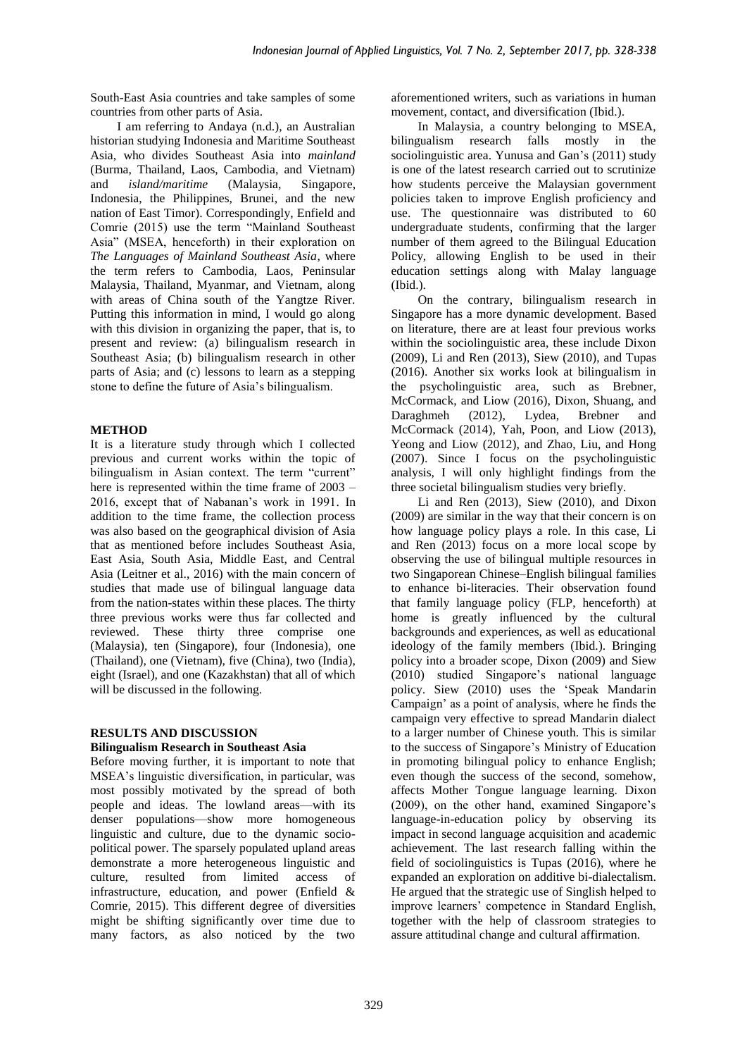South-East Asia countries and take samples of some countries from other parts of Asia.

I am referring to Andaya (n.d.), an Australian historian studying Indonesia and Maritime Southeast Asia, who divides Southeast Asia into *mainland* (Burma, Thailand, Laos, Cambodia, and Vietnam) and *island/maritime* (Malaysia, Singapore, Indonesia, the Philippines, Brunei, and the new nation of East Timor). Correspondingly, Enfield and Comrie (2015) use the term "Mainland Southeast Asia" (MSEA, henceforth) in their exploration on *The Languages of Mainland Southeast Asia*, where the term refers to Cambodia, Laos, Peninsular Malaysia, Thailand, Myanmar, and Vietnam, along with areas of China south of the Yangtze River. Putting this information in mind, I would go along with this division in organizing the paper, that is, to present and review: (a) bilingualism research in Southeast Asia; (b) bilingualism research in other parts of Asia; and (c) lessons to learn as a stepping stone to define the future of Asia's bilingualism.

## METHOD

It is a literature study through which I collected previous and current works within the topic of bilingualism in Asian context. The term "current" here is represented within the time frame of 2003 – 2016, except that of Nabanan's work in 1991. In addition to the time frame, the collection process was also based on the geographical division of Asia that as mentioned before includes Southeast Asia, East Asia, South Asia, Middle East, and Central Asia (Leitner et al., 2016) with the main concern of studies that made use of bilingual language data from the nation-states within these places. The thirty three previous works were thus far collected and reviewed. These thirty three comprise one (Malaysia), ten (Singapore), four (Indonesia), one (Thailand), one (Vietnam), five (China), two (India), eight (Israel), and one (Kazakhstan) that all of which will be discussed in the following.

## RESULTS AND DISCUSSION

### Bilingualism Research in Southeast Asia

Before moving further, it is important to note that MSEA's linguistic diversification, in particular, was most possibly motivated by the spread of both people and ideas. The lowland areas—with its denser populations—show more homogeneous linguistic and culture, due to the dynamic socio-political power. The sparsely populated upland areas demonstrate a more heterogeneous linguistic and culture, resulted from limited access of infrastructure, education, and power (Enfield & Comrie, 2015). This different degree of diversities might be shifting significantly over time due to many factors, as also noticed by the two aforementioned writers, such as variations in human movement, contact, and diversification (Ibid.).

In Malaysia, a country belonging to MSEA, bilingualism research falls mostly in the sociolinguistic area. Yunusa and Gan's (2011) study is one of the latest research carried out to scrutinize how students perceive the Malaysian government policies taken to improve English proficiency and use. The questionnaire was distributed to 60 undergraduate students, confirming that the larger number of them agreed to the Bilingual Education Policy, allowing English to be used in their education settings along with Malay language (Ibid.).

On the contrary, bilingualism research in Singapore has a more dynamic development. Based on literature, there are at least four previous works within the sociolinguistic area, these include Dixon (2009), Li and Ren (2013), Siew (2010), and Tupas (2016). Another six works look at bilingualism in the psycholinguistic area, such as Brebner, McCormack, and Liow (2016), Dixon, Shuang, and Daraghmeh (2012), Lydea, Brebner and McCormack (2014), Yah, Poon, and Liow (2013), Yeong and Liow (2012), and Zhao, Liu, and Hong (2007). Since I focus on the psycholinguistic analysis, I will only highlight findings from the three societal bilingualism studies very briefly.

Li and Ren (2013), Siew (2010), and Dixon (2009) are similar in the way that their concern is on how language policy plays a role. In this case, Li and Ren (2013) focus on a more local scope by observing the use of bilingual multiple resources in two Singaporean Chinese–English bilingual families to enhance bi-literacies. Their observation found that family language policy (FLP, henceforth) at home is greatly influenced by the cultural backgrounds and experiences, as well as educational ideology of the family members (Ibid.). Bringing policy into a broader scope, Dixon (2009) and Siew (2010) studied Singapore's national language policy. Siew (2010) uses the 'Speak Mandarin Campaign' as a point of analysis, where he finds the campaign very effective to spread Mandarin dialect to a larger number of Chinese youth. This is similar to the success of Singapore's Ministry of Education in promoting bilingual policy to enhance English; even though the success of the second, somehow, affects Mother Tongue language learning. Dixon (2009), on the other hand, examined Singapore's language-in-education policy by observing its impact in second language acquisition and academic achievement. The last research falling within the field of sociolinguistics is Tupas (2016), where he expanded an exploration on additive bi-dialectalism. He argued that the strategic use of Singlish helped to improve learners' competence in Standard English, together with the help of classroom strategies to assure attitudinal change and cultural affirmation.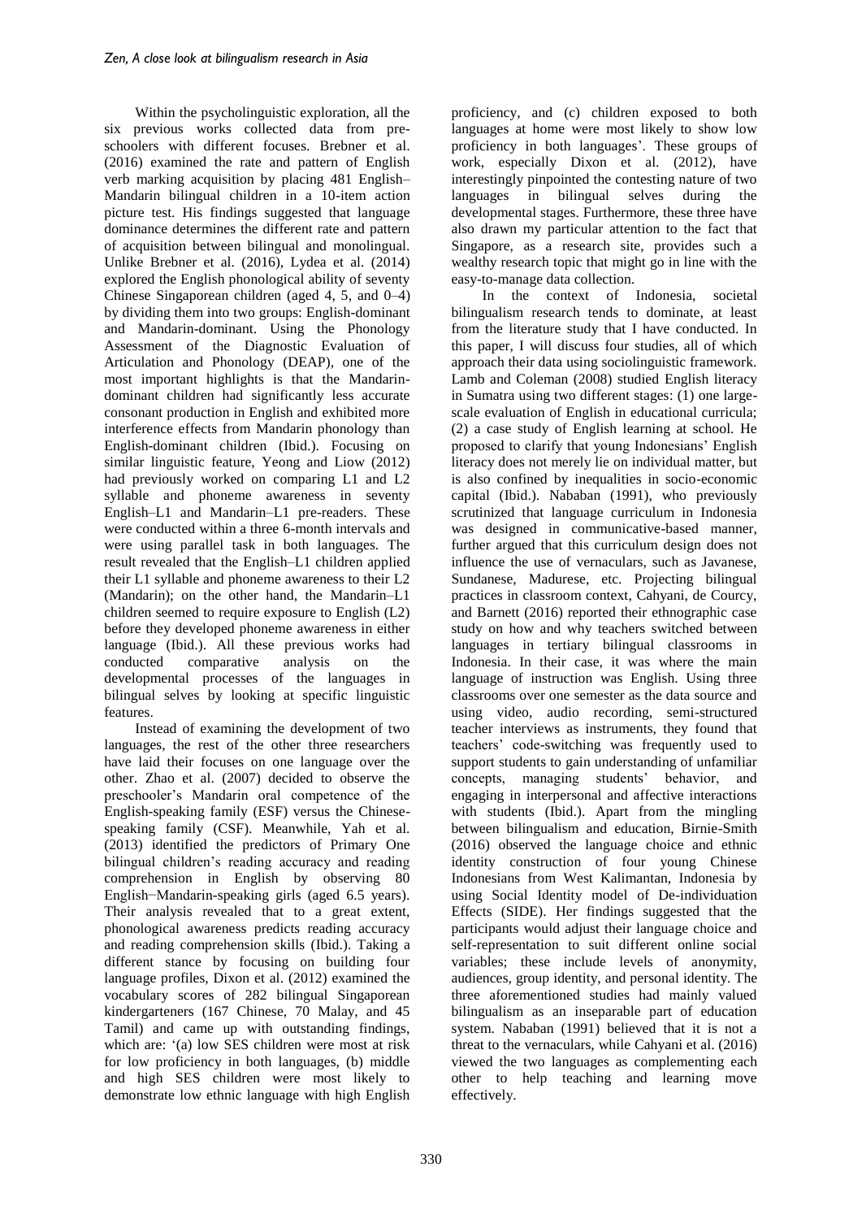Within the psycholinguistic exploration, all the six previous works collected data from pre-schoolers with different focuses. Brebner et al. (2016) examined the rate and pattern of English verb marking acquisition by placing 481 English–Mandarin bilingual children in a 10-item action picture test. His findings suggested that language dominance determines the different rate and pattern of acquisition between bilingual and monolingual. Unlike Brebner et al. (2016), Lydea et al. (2014) explored the English phonological ability of seventy Chinese Singaporean children (aged 4, 5, and 0–4) by dividing them into two groups: English-dominant and Mandarin-dominant. Using the Phonology Assessment of the Diagnostic Evaluation of Articulation and Phonology (DEAP), one of the most important highlights is that the Mandarin-dominant children had significantly less accurate consonant production in English and exhibited more interference effects from Mandarin phonology than English-dominant children (Ibid.). Focusing on similar linguistic feature, Yeong and Liow (2012) had previously worked on comparing L1 and L2 syllable and phoneme awareness in seventy English–L1 and Mandarin–L1 pre-readers. These were conducted within a three 6-month intervals and were using parallel task in both languages. The result revealed that the English–L1 children applied their L1 syllable and phoneme awareness to their L2 (Mandarin); on the other hand, the Mandarin–L1 children seemed to require exposure to English (L2) before they developed phoneme awareness in either language (Ibid.). All these previous works had conducted comparative analysis on the developmental processes of the languages in bilingual selves by looking at specific linguistic features.

Instead of examining the development of two languages, the rest of the other three researchers have laid their focuses on one language over the other. Zhao et al. (2007) decided to observe the preschooler's Mandarin oral competence of the English-speaking family (ESF) versus the Chinese-speaking family (CSF). Meanwhile, Yah et al. (2013) identified the predictors of Primary One bilingual children's reading accuracy and reading comprehension in English by observing 80 English−Mandarin-speaking girls (aged 6.5 years). Their analysis revealed that to a great extent, phonological awareness predicts reading accuracy and reading comprehension skills (Ibid.). Taking a different stance by focusing on building four language profiles, Dixon et al. (2012) examined the vocabulary scores of 282 bilingual Singaporean kindergarteners (167 Chinese, 70 Malay, and 45 Tamil) and came up with outstanding findings, which are: '(a) low SES children were most at risk for low proficiency in both languages, (b) middle and high SES children were most likely to demonstrate low ethnic language with high English proficiency, and (c) children exposed to both languages at home were most likely to show low proficiency in both languages'. These groups of work, especially Dixon et al. (2012), have interestingly pinpointed the contesting nature of two languages in bilingual selves during the developmental stages. Furthermore, these three have also drawn my particular attention to the fact that Singapore, as a research site, provides such a wealthy research topic that might go in line with the easy-to-manage data collection.

In the context of Indonesia, societal bilingualism research tends to dominate, at least from the literature study that I have conducted. In this paper, I will discuss four studies, all of which approach their data using sociolinguistic framework. Lamb and Coleman (2008) studied English literacy in Sumatra using two different stages: (1) one large-scale evaluation of English in educational curricula; (2) a case study of English learning at school. He proposed to clarify that young Indonesians' English literacy does not merely lie on individual matter, but is also confined by inequalities in socio-economic capital (Ibid.). Nababan (1991), who previously scrutinized that language curriculum in Indonesia was designed in communicative-based manner, further argued that this curriculum design does not influence the use of vernaculars, such as Javanese, Sundanese, Madurese, etc. Projecting bilingual practices in classroom context, Cahyani, de Courcy, and Barnett (2016) reported their ethnographic case study on how and why teachers switched between languages in tertiary bilingual classrooms in Indonesia. In their case, it was where the main language of instruction was English. Using three classrooms over one semester as the data source and using video, audio recording, semi-structured teacher interviews as instruments, they found that teachers' code-switching was frequently used to support students to gain understanding of unfamiliar concepts, managing students' behavior, and engaging in interpersonal and affective interactions with students (Ibid.). Apart from the mingling between bilingualism and education, Birnie-Smith (2016) observed the language choice and ethnic identity construction of four young Chinese Indonesians from West Kalimantan, Indonesia by using Social Identity model of De-individuation Effects (SIDE). Her findings suggested that the participants would adjust their language choice and self-representation to suit different online social variables; these include levels of anonymity, audiences, group identity, and personal identity. The three aforementioned studies had mainly valued bilingualism as an inseparable part of education system. Nababan (1991) believed that it is not a threat to the vernaculars, while Cahyani et al. (2016) viewed the two languages as complementing each other to help teaching and learning move effectively.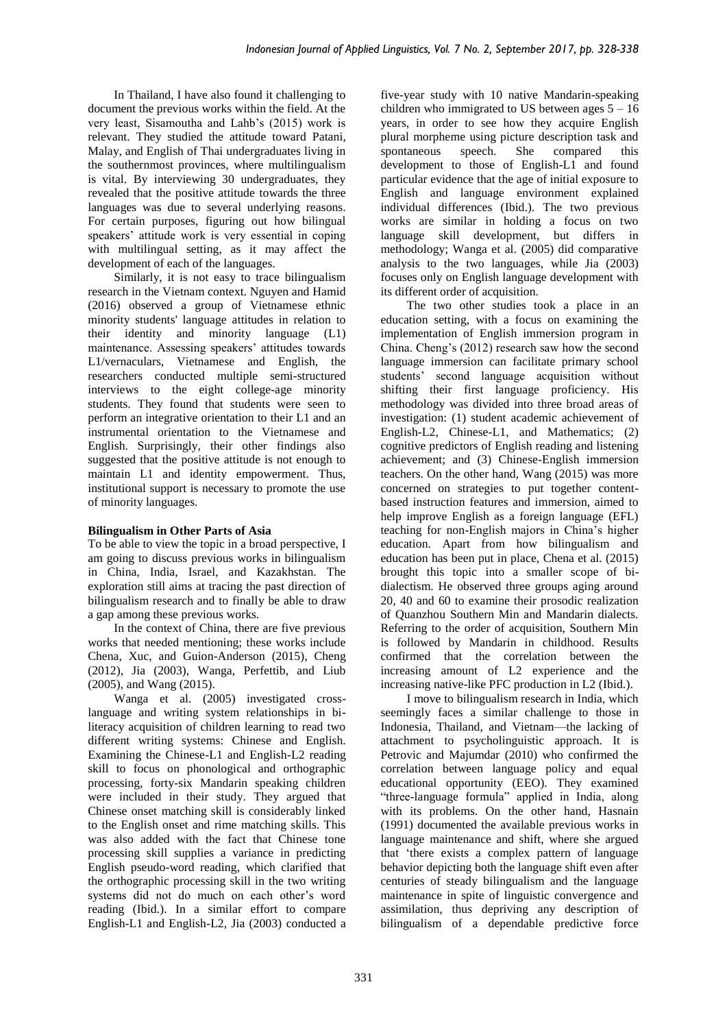In Thailand, I have also found it challenging to document the previous works within the field. At the very least, Sisamoutha and Lahb's (2015) work is relevant. They studied the attitude toward Patani, Malay, and English of Thai undergraduates living in the southernmost provinces, where multilingualism is vital. By interviewing 30 undergraduates, they revealed that the positive attitude towards the three languages was due to several underlying reasons. For certain purposes, figuring out how bilingual speakers' attitude work is very essential in coping with multilingual setting, as it may affect the development of each of the languages.

Similarly, it is not easy to trace bilingualism research in the Vietnam context. Nguyen and Hamid (2016) observed a group of Vietnamese ethnic minority students' language attitudes in relation to their identity and minority language (L1) maintenance. Assessing speakers' attitudes towards L1/vernaculars, Vietnamese and English, the researchers conducted multiple semi-structured interviews to the eight college-age minority students. They found that students were seen to perform an integrative orientation to their L1 and an instrumental orientation to the Vietnamese and English. Surprisingly, their other findings also suggested that the positive attitude is not enough to maintain L1 and identity empowerment. Thus, institutional support is necessary to promote the use of minority languages.

**Bilingualism in Other Parts of Asia**

To be able to view the topic in a broad perspective, I am going to discuss previous works in bilingualism in China, India, Israel, and Kazakhstan. The exploration still aims at tracing the past direction of bilingualism research and to finally be able to draw a gap among these previous works.

In the context of China, there are five previous works that needed mentioning; these works include Chena, Xuc, and Guion-Anderson (2015), Cheng (2012), Jia (2003), Wanga, Perfettib, and Liub (2005), and Wang (2015).

Wanga et al. (2005) investigated cross-language and writing system relationships in bi-literacy acquisition of children learning to read two different writing systems: Chinese and English. Examining the Chinese-L1 and English-L2 reading skill to focus on phonological and orthographic processing, forty-six Mandarin speaking children were included in their study. They argued that Chinese onset matching skill is considerably linked to the English onset and rime matching skills. This was also added with the fact that Chinese tone processing skill supplies a variance in predicting English pseudo-word reading, which clarified that the orthographic processing skill in the two writing systems did not do much on each other's word reading (Ibid.). In a similar effort to compare English-L1 and English-L2, Jia (2003) conducted a five-year study with 10 native Mandarin-speaking children who immigrated to US between ages 5 – 16 years, in order to see how they acquire English plural morpheme using picture description task and spontaneous speech. She compared this development to those of English-L1 and found particular evidence that the age of initial exposure to English and language environment explained individual differences (Ibid.). The two previous works are similar in holding a focus on two language skill development, but differs in methodology; Wanga et al. (2005) did comparative analysis to the two languages, while Jia (2003) focuses only on English language development with its different order of acquisition.

The two other studies took a place in an education setting, with a focus on examining the implementation of English immersion program in China. Cheng's (2012) research saw how the second language immersion can facilitate primary school students' second language acquisition without shifting their first language proficiency. His methodology was divided into three broad areas of investigation: (1) student academic achievement of English-L2, Chinese-L1, and Mathematics; (2) cognitive predictors of English reading and listening achievement; and (3) Chinese-English immersion teachers. On the other hand, Wang (2015) was more concerned on strategies to put together content-based instruction features and immersion, aimed to help improve English as a foreign language (EFL) teaching for non-English majors in China's higher education. Apart from how bilingualism and education has been put in place, Chena et al. (2015) brought this topic into a smaller scope of bi-dialectism. He observed three groups aging around 20, 40 and 60 to examine their prosodic realization of Quanzhou Southern Min and Mandarin dialects. Referring to the order of acquisition, Southern Min is followed by Mandarin in childhood. Results confirmed that the correlation between the increasing amount of L2 experience and the increasing native-like PFC production in L2 (Ibid.).

I move to bilingualism research in India, which seemingly faces a similar challenge to those in Indonesia, Thailand, and Vietnam—the lacking of attachment to psycholinguistic approach. It is Petrovic and Majumdar (2010) who confirmed the correlation between language policy and equal educational opportunity (EEO). They examined "three-language formula" applied in India, along with its problems. On the other hand, Hasnain (1991) documented the available previous works in language maintenance and shift, where she argued that 'there exists a complex pattern of language behavior depicting both the language shift even after centuries of steady bilingualism and the language maintenance in spite of linguistic convergence and assimilation, thus depriving any description of bilingualism of a dependable predictive force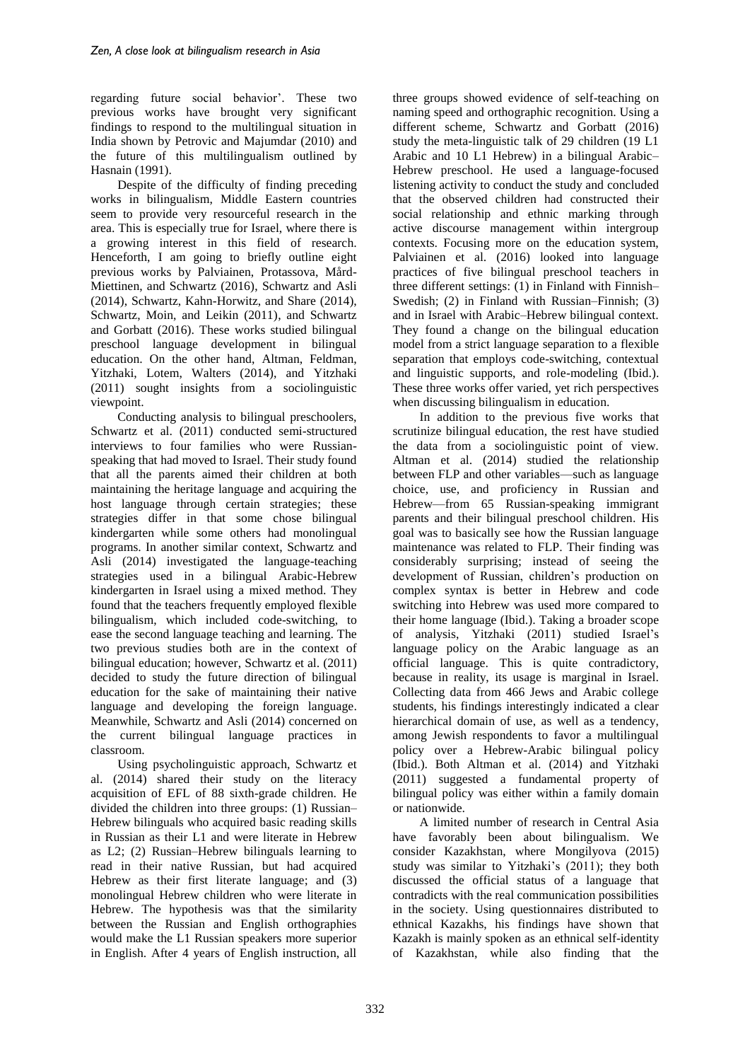regarding future social behavior'. These two previous works have brought very significant findings to respond to the multilingual situation in India shown by Petrovic and Majumdar (2010) and the future of this multilingualism outlined by Hasnain (1991).

Despite of the difficulty of finding preceding works in bilingualism, Middle Eastern countries seem to provide very resourceful research in the area. This is especially true for Israel, where there is a growing interest in this field of research. Henceforth, I am going to briefly outline eight previous works by Palviainen, Protassova, Mård-Miettinen, and Schwartz (2016), Schwartz and Asli (2014), Schwartz, Kahn-Horwitz, and Share (2014), Schwartz, Moin, and Leikin (2011), and Schwartz and Gorbatt (2016). These works studied bilingual preschool language development in bilingual education. On the other hand, Altman, Feldman, Yitzhaki, Lotem, Walters (2014), and Yitzhaki (2011) sought insights from a sociolinguistic viewpoint.

Conducting analysis to bilingual preschoolers, Schwartz et al. (2011) conducted semi-structured interviews to four families who were Russian-speaking that had moved to Israel. Their study found that all the parents aimed their children at both maintaining the heritage language and acquiring the host language through certain strategies; these strategies differ in that some chose bilingual kindergarten while some others had monolingual programs. In another similar context, Schwartz and Asli (2014) investigated the language-teaching strategies used in a bilingual Arabic-Hebrew kindergarten in Israel using a mixed method. They found that the teachers frequently employed flexible bilingualism, which included code-switching, to ease the second language teaching and learning. The two previous studies both are in the context of bilingual education; however, Schwartz et al. (2011) decided to study the future direction of bilingual education for the sake of maintaining their native language and developing the foreign language. Meanwhile, Schwartz and Asli (2014) concerned on the current bilingual language practices in classroom.

Using psycholinguistic approach, Schwartz et al. (2014) shared their study on the literacy acquisition of EFL of 88 sixth-grade children. He divided the children into three groups: (1) Russian–Hebrew bilinguals who acquired basic reading skills in Russian as their L1 and were literate in Hebrew as L2; (2) Russian–Hebrew bilinguals learning to read in their native Russian, but had acquired Hebrew as their first literate language; and (3) monolingual Hebrew children who were literate in Hebrew. The hypothesis was that the similarity between the Russian and English orthographies would make the L1 Russian speakers more superior in English. After 4 years of English instruction, all three groups showed evidence of self-teaching on naming speed and orthographic recognition. Using a different scheme, Schwartz and Gorbatt (2016) study the meta-linguistic talk of 29 children (19 L1 Arabic and 10 L1 Hebrew) in a bilingual Arabic–Hebrew preschool. He used a language-focused listening activity to conduct the study and concluded that the observed children had constructed their social relationship and ethnic marking through active discourse management within intergroup contexts. Focusing more on the education system, Palviainen et al. (2016) looked into language practices of five bilingual preschool teachers in three different settings: (1) in Finland with Finnish–Swedish; (2) in Finland with Russian–Finnish; (3) and in Israel with Arabic–Hebrew bilingual context. They found a change on the bilingual education model from a strict language separation to a flexible separation that employs code-switching, contextual and linguistic supports, and role-modeling (Ibid.). These three works offer varied, yet rich perspectives when discussing bilingualism in education.

In addition to the previous five works that scrutinize bilingual education, the rest have studied the data from a sociolinguistic point of view. Altman et al. (2014) studied the relationship between FLP and other variables—such as language choice, use, and proficiency in Russian and Hebrew—from 65 Russian-speaking immigrant parents and their bilingual preschool children. His goal was to basically see how the Russian language maintenance was related to FLP. Their finding was considerably surprising; instead of seeing the development of Russian, children's production on complex syntax is better in Hebrew and code switching into Hebrew was used more compared to their home language (Ibid.). Taking a broader scope of analysis, Yitzhaki (2011) studied Israel's language policy on the Arabic language as an official language. This is quite contradictory, because in reality, its usage is marginal in Israel. Collecting data from 466 Jews and Arabic college students, his findings interestingly indicated a clear hierarchical domain of use, as well as a tendency, among Jewish respondents to favor a multilingual policy over a Hebrew-Arabic bilingual policy (Ibid.). Both Altman et al. (2014) and Yitzhaki (2011) suggested a fundamental property of bilingual policy was either within a family domain or nationwide.

A limited number of research in Central Asia have favorably been about bilingualism. We consider Kazakhstan, where Mongilyova (2015) study was similar to Yitzhaki's (2011); they both discussed the official status of a language that contradicts with the real communication possibilities in the society. Using questionnaires distributed to ethnical Kazakhs, his findings have shown that Kazakh is mainly spoken as an ethnical self-identity of Kazakhstan, while also finding that the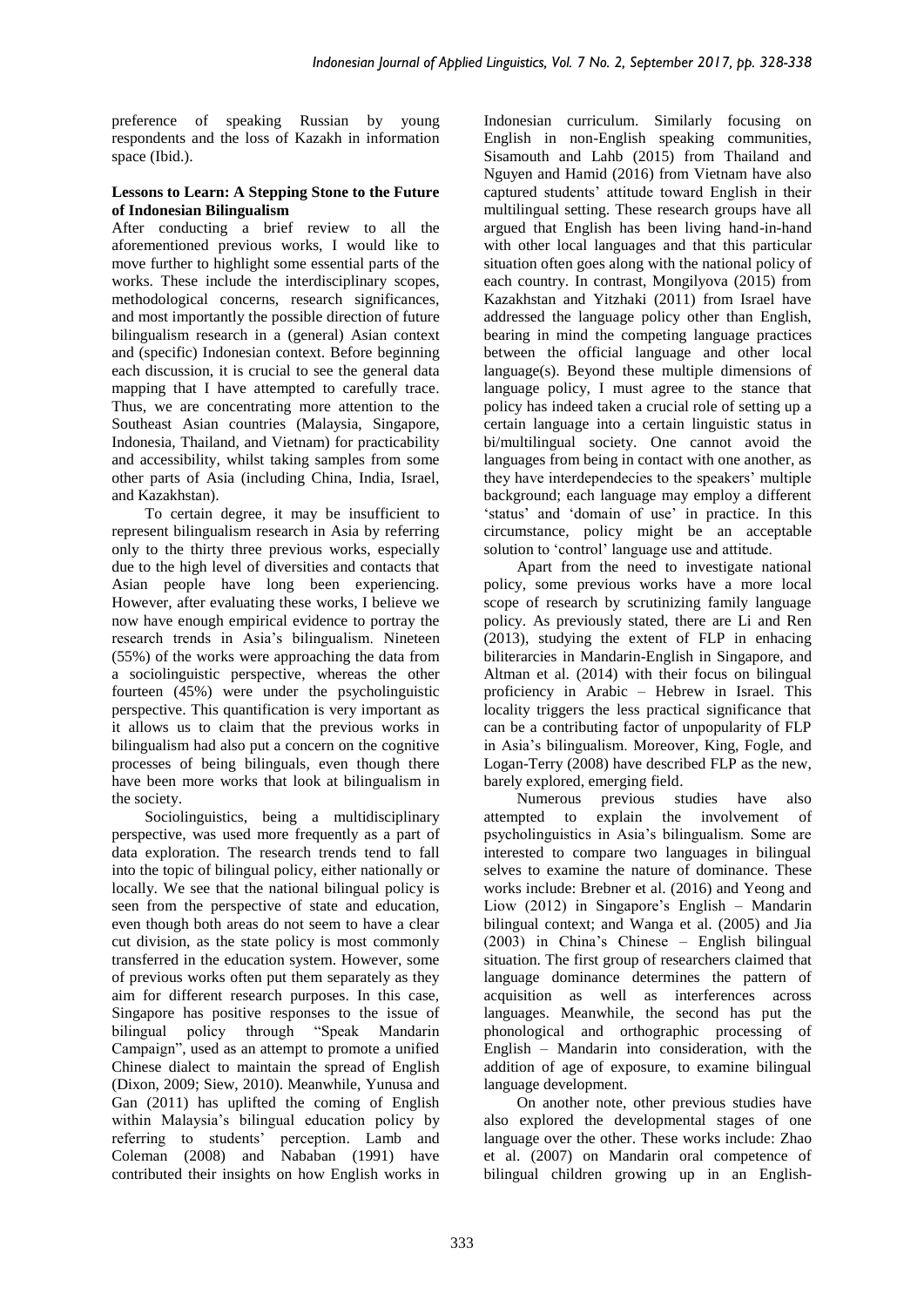preference of speaking Russian by young respondents and the loss of Kazakh in information space (Ibid.).

### Lessons to Learn: A Stepping Stone to the Future of Indonesian Bilingualism

After conducting a brief review to all the aforementioned previous works, I would like to move further to highlight some essential parts of the works. These include the interdisciplinary scopes, methodological concerns, research significances, and most importantly the possible direction of future bilingualism research in a (general) Asian context and (specific) Indonesian context. Before beginning each discussion, it is crucial to see the general data mapping that I have attempted to carefully trace. Thus, we are concentrating more attention to the Southeast Asian countries (Malaysia, Singapore, Indonesia, Thailand, and Vietnam) for practicability and accessibility, whilst taking samples from some other parts of Asia (including China, India, Israel, and Kazakhstan).

To certain degree, it may be insufficient to represent bilingualism research in Asia by referring only to the thirty three previous works, especially due to the high level of diversities and contacts that Asian people have long been experiencing. However, after evaluating these works, I believe we now have enough empirical evidence to portray the research trends in Asia's bilingualism. Nineteen (55%) of the works were approaching the data from a sociolinguistic perspective, whereas the other fourteen (45%) were under the psycholinguistic perspective. This quantification is very important as it allows us to claim that the previous works in bilingualism had also put a concern on the cognitive processes of being bilinguals, even though there have been more works that look at bilingualism in the society.

Sociolinguistics, being a multidisciplinary perspective, was used more frequently as a part of data exploration. The research trends tend to fall into the topic of bilingual policy, either nationally or locally. We see that the national bilingual policy is seen from the perspective of state and education, even though both areas do not seem to have a clear cut division, as the state policy is most commonly transferred in the education system. However, some of previous works often put them separately as they aim for different research purposes. In this case, Singapore has positive responses to the issue of bilingual policy through "Speak Mandarin Campaign", used as an attempt to promote a unified Chinese dialect to maintain the spread of English (Dixon, 2009; Siew, 2010). Meanwhile, Yunusa and Gan (2011) has uplifted the coming of English within Malaysia's bilingual education policy by referring to students' perception. Lamb and Coleman (2008) and Nababan (1991) have contributed their insights on how English works in Indonesian curriculum. Similarly focusing on English in non-English speaking communities, Sisamouth and Lahb (2015) from Thailand and Nguyen and Hamid (2016) from Vietnam have also captured students' attitude toward English in their multilingual setting. These research groups have all argued that English has been living hand-in-hand with other local languages and that this particular situation often goes along with the national policy of each country. In contrast, Mongilyova (2015) from Kazakhstan and Yitzhaki (2011) from Israel have addressed the language policy other than English, bearing in mind the competing language practices between the official language and other local language(s). Beyond these multiple dimensions of language policy, I must agree to the stance that policy has indeed taken a crucial role of setting up a certain language into a certain linguistic status in bi/multilingual society. One cannot avoid the languages from being in contact with one another, as they have interdependecies to the speakers' multiple background; each language may employ a different 'status' and 'domain of use' in practice. In this circumstance, policy might be an acceptable solution to 'control' language use and attitude.

Apart from the need to investigate national policy, some previous works have a more local scope of research by scrutinizing family language policy. As previously stated, there are Li and Ren (2013), studying the extent of FLP in enhacing biliterarcies in Mandarin-English in Singapore, and Altman et al. (2014) with their focus on bilingual proficiency in Arabic – Hebrew in Israel. This locality triggers the less practical significance that can be a contributing factor of unpopularity of FLP in Asia's bilingualism. Moreover, King, Fogle, and Logan-Terry (2008) have described FLP as the new, barely explored, emerging field.

Numerous previous studies have also attempted to explain the involvement of psycholinguistics in Asia's bilingualism. Some are interested to compare two languages in bilingual selves to examine the nature of dominance. These works include: Brebner et al. (2016) and Yeong and Liow (2012) in Singapore's English – Mandarin bilingual context; and Wanga et al. (2005) and Jia (2003) in China's Chinese – English bilingual situation. The first group of researchers claimed that language dominance determines the pattern of acquisition as well as interferences across languages. Meanwhile, the second has put the phonological and orthographic processing of English – Mandarin into consideration, with the addition of age of exposure, to examine bilingual language development.

On another note, other previous studies have also explored the developmental stages of one language over the other. These works include: Zhao et al. (2007) on Mandarin oral competence of bilingual children growing up in an English-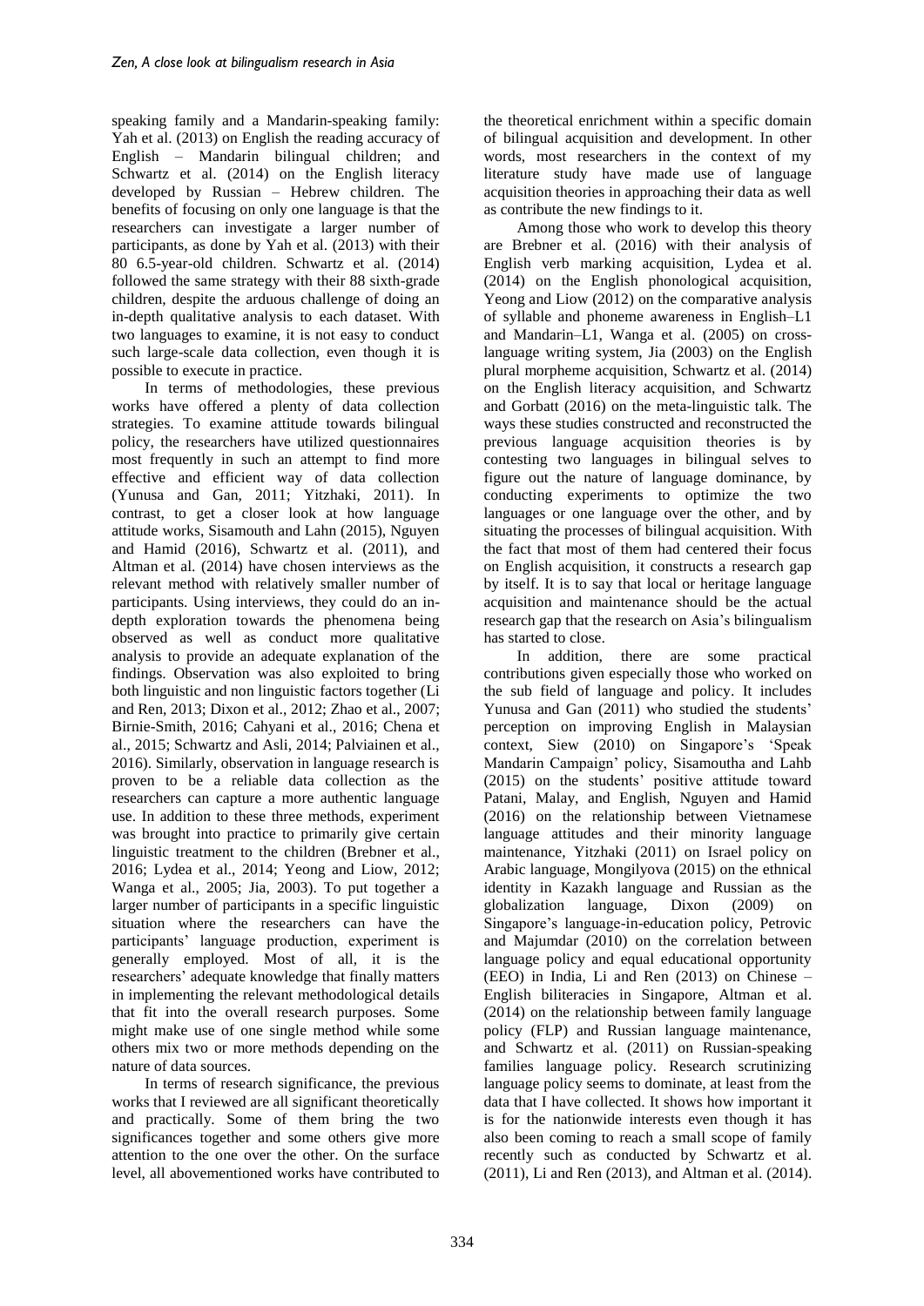speaking family and a Mandarin-speaking family: Yah et al. (2013) on English the reading accuracy of English – Mandarin bilingual children; and Schwartz et al. (2014) on the English literacy developed by Russian – Hebrew children. The benefits of focusing on only one language is that the researchers can investigate a larger number of participants, as done by Yah et al. (2013) with their 80 6.5-year-old children. Schwartz et al. (2014) followed the same strategy with their 88 sixth-grade children, despite the arduous challenge of doing an in-depth qualitative analysis to each dataset. With two languages to examine, it is not easy to conduct such large-scale data collection, even though it is possible to execute in practice.

In terms of methodologies, these previous works have offered a plenty of data collection strategies. To examine attitude towards bilingual policy, the researchers have utilized questionnaires most frequently in such an attempt to find more effective and efficient way of data collection (Yunusa and Gan, 2011; Yitzhaki, 2011). In contrast, to get a closer look at how language attitude works, Sisamouth and Lahn (2015), Nguyen and Hamid (2016), Schwartz et al. (2011), and Altman et al. (2014) have chosen interviews as the relevant method with relatively smaller number of participants. Using interviews, they could do an in-depth exploration towards the phenomena being observed as well as conduct more qualitative analysis to provide an adequate explanation of the findings. Observation was also exploited to bring both linguistic and non linguistic factors together (Li and Ren, 2013; Dixon et al., 2012; Zhao et al., 2007; Birnie-Smith, 2016; Cahyani et al., 2016; Chena et al., 2015; Schwartz and Asli, 2014; Palviainen et al., 2016). Similarly, observation in language research is proven to be a reliable data collection as the researchers can capture a more authentic language use. In addition to these three methods, experiment was brought into practice to primarily give certain linguistic treatment to the children (Brebner et al., 2016; Lydea et al., 2014; Yeong and Liow, 2012; Wanga et al., 2005; Jia, 2003). To put together a larger number of participants in a specific linguistic situation where the researchers can have the participants' language production, experiment is generally employed. Most of all, it is the researchers' adequate knowledge that finally matters in implementing the relevant methodological details that fit into the overall research purposes. Some might make use of one single method while some others mix two or more methods depending on the nature of data sources.

In terms of research significance, the previous works that I reviewed are all significant theoretically and practically. Some of them bring the two significances together and some others give more attention to the one over the other. On the surface level, all abovementioned works have contributed to the theoretical enrichment within a specific domain of bilingual acquisition and development. In other words, most researchers in the context of my literature study have made use of language acquisition theories in approaching their data as well as contribute the new findings to it.

Among those who work to develop this theory are Brebner et al. (2016) with their analysis of English verb marking acquisition, Lydea et al. (2014) on the English phonological acquisition, Yeong and Liow (2012) on the comparative analysis of syllable and phoneme awareness in English–L1 and Mandarin–L1, Wanga et al. (2005) on cross-language writing system, Jia (2003) on the English plural morpheme acquisition, Schwartz et al. (2014) on the English literacy acquisition, and Schwartz and Gorbatt (2016) on the meta-linguistic talk. The ways these studies constructed and reconstructed the previous language acquisition theories is by contesting two languages in bilingual selves to figure out the nature of language dominance, by conducting experiments to optimize the two languages or one language over the other, and by situating the processes of bilingual acquisition. With the fact that most of them had centered their focus on English acquisition, it constructs a research gap by itself. It is to say that local or heritage language acquisition and maintenance should be the actual research gap that the research on Asia's bilingualism has started to close.

In addition, there are some practical contributions given especially those who worked on the sub field of language and policy. It includes Yunusa and Gan (2011) who studied the students' perception on improving English in Malaysian context, Siew (2010) on Singapore's 'Speak Mandarin Campaign' policy, Sisamoutha and Lahb (2015) on the students' positive attitude toward Patani, Malay, and English, Nguyen and Hamid (2016) on the relationship between Vietnamese language attitudes and their minority language maintenance, Yitzhaki (2011) on Israel policy on Arabic language, Mongilyova (2015) on the ethnical identity in Kazakh language and Russian as the globalization language, Dixon (2009) on Singapore's language-in-education policy, Petrovic and Majumdar (2010) on the correlation between language policy and equal educational opportunity (EEO) in India, Li and Ren (2013) on Chinese – English biliteracies in Singapore, Altman et al. (2014) on the relationship between family language policy (FLP) and Russian language maintenance, and Schwartz et al. (2011) on Russian-speaking families language policy. Research scrutinizing language policy seems to dominate, at least from the data that I have collected. It shows how important it is for the nationwide interests even though it has also been coming to reach a small scope of family recently such as conducted by Schwartz et al. (2011), Li and Ren (2013), and Altman et al. (2014).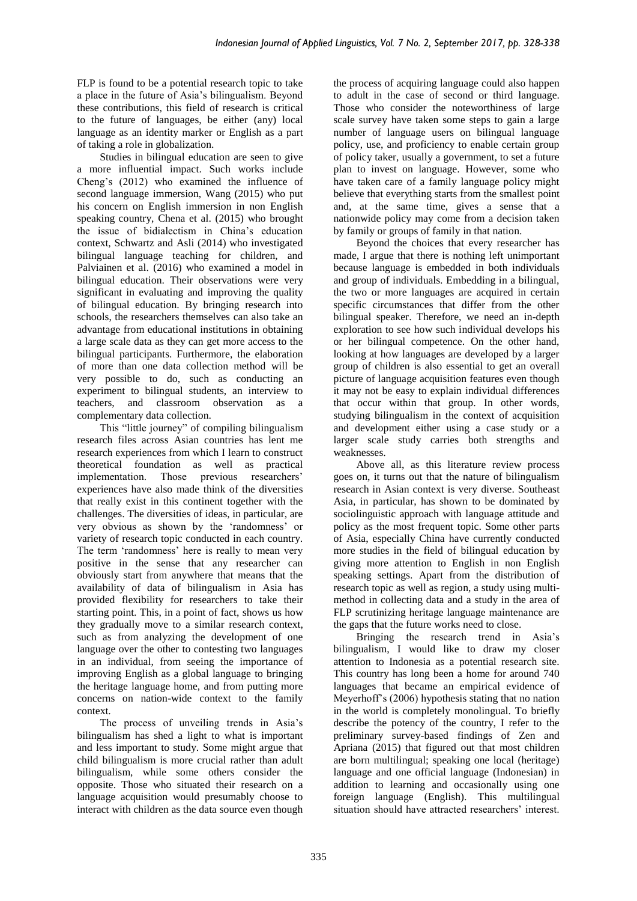FLP is found to be a potential research topic to take a place in the future of Asia's bilingualism. Beyond these contributions, this field of research is critical to the future of languages, be either (any) local language as an identity marker or English as a part of taking a role in globalization.

Studies in bilingual education are seen to give a more influential impact. Such works include Cheng's (2012) who examined the influence of second language immersion, Wang (2015) who put his concern on English immersion in non English speaking country, Chena et al. (2015) who brought the issue of bidialectism in China's education context, Schwartz and Asli (2014) who investigated bilingual language teaching for children, and Palviainen et al. (2016) who examined a model in bilingual education. Their observations were very significant in evaluating and improving the quality of bilingual education. By bringing research into schools, the researchers themselves can also take an advantage from educational institutions in obtaining a large scale data as they can get more access to the bilingual participants. Furthermore, the elaboration of more than one data collection method will be very possible to do, such as conducting an experiment to bilingual students, an interview to teachers, and classroom observation as a complementary data collection.

This "little journey" of compiling bilingualism research files across Asian countries has lent me research experiences from which I learn to construct theoretical foundation as well as practical implementation. Those previous researchers' experiences have also made think of the diversities that really exist in this continent together with the challenges. The diversities of ideas, in particular, are very obvious as shown by the 'randomness' or variety of research topic conducted in each country. The term 'randomness' here is really to mean very positive in the sense that any researcher can obviously start from anywhere that means that the availability of data of bilingualism in Asia has provided flexibility for researchers to take their starting point. This, in a point of fact, shows us how they gradually move to a similar research context, such as from analyzing the development of one language over the other to contesting two languages in an individual, from seeing the importance of improving English as a global language to bringing the heritage language home, and from putting more concerns on nation-wide context to the family context.

The process of unveiling trends in Asia's bilingualism has shed a light to what is important and less important to study. Some might argue that child bilingualism is more crucial rather than adult bilingualism, while some others consider the opposite. Those who situated their research on a language acquisition would presumably choose to interact with children as the data source even though the process of acquiring language could also happen to adult in the case of second or third language. Those who consider the noteworthiness of large scale survey have taken some steps to gain a large number of language users on bilingual language policy, use, and proficiency to enable certain group of policy taker, usually a government, to set a future plan to invest on language. However, some who have taken care of a family language policy might believe that everything starts from the smallest point and, at the same time, gives a sense that a nationwide policy may come from a decision taken by family or groups of family in that nation.

Beyond the choices that every researcher has made, I argue that there is nothing left unimportant because language is embedded in both individuals and group of individuals. Embedding in a bilingual, the two or more languages are acquired in certain specific circumstances that differ from the other bilingual speaker. Therefore, we need an in-depth exploration to see how such individual develops his or her bilingual competence. On the other hand, looking at how languages are developed by a larger group of children is also essential to get an overall picture of language acquisition features even though it may not be easy to explain individual differences that occur within that group. In other words, studying bilingualism in the context of acquisition and development either using a case study or a larger scale study carries both strengths and weaknesses.

Above all, as this literature review process goes on, it turns out that the nature of bilingualism research in Asian context is very diverse. Southeast Asia, in particular, has shown to be dominated by sociolinguistic approach with language attitude and policy as the most frequent topic. Some other parts of Asia, especially China have currently conducted more studies in the field of bilingual education by giving more attention to English in non English speaking settings. Apart from the distribution of research topic as well as region, a study using multi-method in collecting data and a study in the area of FLP scrutinizing heritage language maintenance are the gaps that the future works need to close.

Bringing the research trend in Asia's bilingualism, I would like to draw my closer attention to Indonesia as a potential research site. This country has long been a home for around 740 languages that became an empirical evidence of Meyerhoff's (2006) hypothesis stating that no nation in the world is completely monolingual. To briefly describe the potency of the country, I refer to the preliminary survey-based findings of Zen and Apriana (2015) that figured out that most children are born multilingual; speaking one local (heritage) language and one official language (Indonesian) in addition to learning and occasionally using one foreign language (English). This multilingual situation should have attracted researchers' interest.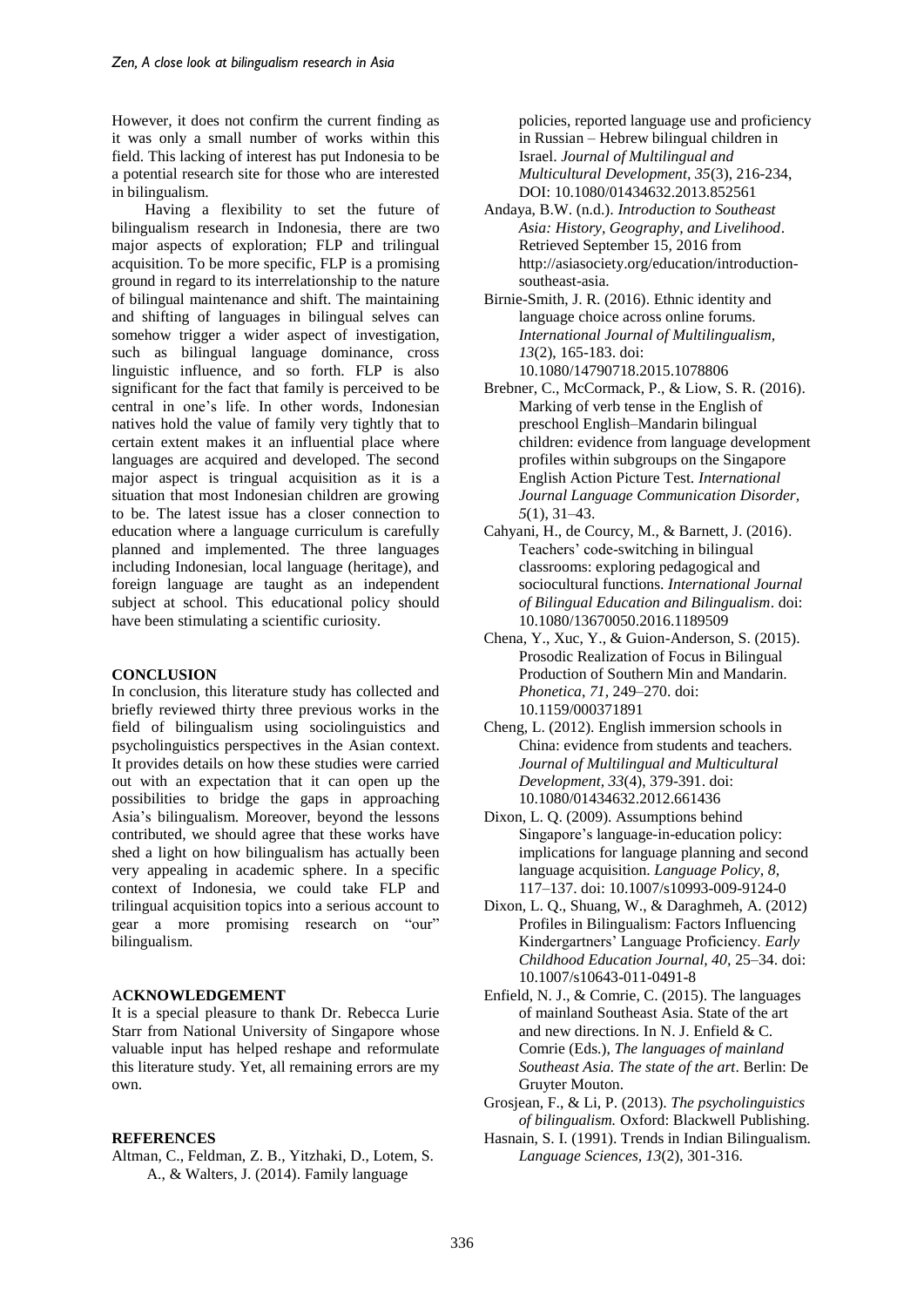However, it does not confirm the current finding as it was only a small number of works within this field. This lacking of interest has put Indonesia to be a potential research site for those who are interested in bilingualism.

Having a flexibility to set the future of bilingualism research in Indonesia, there are two major aspects of exploration; FLP and trilingual acquisition. To be more specific, FLP is a promising ground in regard to its interrelationship to the nature of bilingual maintenance and shift. The maintaining and shifting of languages in bilingual selves can somehow trigger a wider aspect of investigation, such as bilingual language dominance, cross linguistic influence, and so forth. FLP is also significant for the fact that family is perceived to be central in one's life. In other words, Indonesian natives hold the value of family very tightly that to certain extent makes it an influential place where languages are acquired and developed. The second major aspect is tringual acquisition as it is a situation that most Indonesian children are growing to be. The latest issue has a closer connection to education where a language curriculum is carefully planned and implemented. The three languages including Indonesian, local language (heritage), and foreign language are taught as an independent subject at school. This educational policy should have been stimulating a scientific curiosity.

## CONCLUSION

In conclusion, this literature study has collected and briefly reviewed thirty three previous works in the field of bilingualism using sociolinguistics and psycholinguistics perspectives in the Asian context. It provides details on how these studies were carried out with an expectation that it can open up the possibilities to bridge the gaps in approaching Asia's bilingualism. Moreover, beyond the lessons contributed, we should agree that these works have shed a light on how bilingualism has actually been very appealing in academic sphere. In a specific context of Indonesia, we could take FLP and trilingual acquisition topics into a serious account to gear a more promising research on "our" bilingualism.

## ACKNOWLEDGEMENT

It is a special pleasure to thank Dr. Rebecca Lurie Starr from National University of Singapore whose valuable input has helped reshape and reformulate this literature study. Yet, all remaining errors are my own.

## REFERENCES

Altman, C., Feldman, Z. B., Yitzhaki, D., Lotem, S. A., & Walters, J. (2014). Family language policies, reported language use and proficiency in Russian – Hebrew bilingual children in Israel. *Journal of Multilingual and Multicultural Development, 35*(3), 216-234, DOI: 10.1080/01434632.2013.852561

Andaya, B.W. (n.d.). *Introduction to Southeast Asia: History, Geography, and Livelihood*. Retrieved September 15, 2016 from http://asiasociety.org/education/introduction-southeast-asia.

Birnie-Smith, J. R. (2016). Ethnic identity and language choice across online forums. *International Journal of Multilingualism, 13*(2), 165-183. doi: 10.1080/14790718.2015.1078806

Brebner, C., McCormack, P., & Liow, S. R. (2016). Marking of verb tense in the English of preschool English–Mandarin bilingual children: evidence from language development profiles within subgroups on the Singapore English Action Picture Test. *International Journal Language Communication Disorder, 5*(1), 31–43.

Cahyani, H., de Courcy, M., & Barnett, J. (2016). Teachers' code-switching in bilingual classrooms: exploring pedagogical and sociocultural functions. *International Journal of Bilingual Education and Bilingualism*. doi: 10.1080/13670050.2016.1189509

Chena, Y., Xuc, Y., & Guion-Anderson, S. (2015). Prosodic Realization of Focus in Bilingual Production of Southern Min and Mandarin. *Phonetica, 71*, 249–270. doi: 10.1159/000371891

Cheng, L. (2012). English immersion schools in China: evidence from students and teachers. *Journal of Multilingual and Multicultural Development, 33*(4), 379-391. doi: 10.1080/01434632.2012.661436

Dixon, L. Q. (2009). Assumptions behind Singapore's language-in-education policy: implications for language planning and second language acquisition. *Language Policy, 8*, 117–137. doi: 10.1007/s10993-009-9124-0

Dixon, L. Q., Shuang, W., & Daraghmeh, A. (2012) Profiles in Bilingualism: Factors Influencing Kindergartners' Language Proficiency. *Early Childhood Education Journal, 40*, 25–34. doi: 10.1007/s10643-011-0491-8

Enfield, N. J., & Comrie, C. (2015). The languages of mainland Southeast Asia. State of the art and new directions. In N. J. Enfield & C. Comrie (Eds.), *The languages of mainland Southeast Asia. The state of the art*. Berlin: De Gruyter Mouton.

Grosjean, F., & Li, P. (2013). *The psycholinguistics of bilingualism.* Oxford: Blackwell Publishing.

Hasnain, S. I. (1991). Trends in Indian Bilingualism. *Language Sciences, 13*(2), 301-316.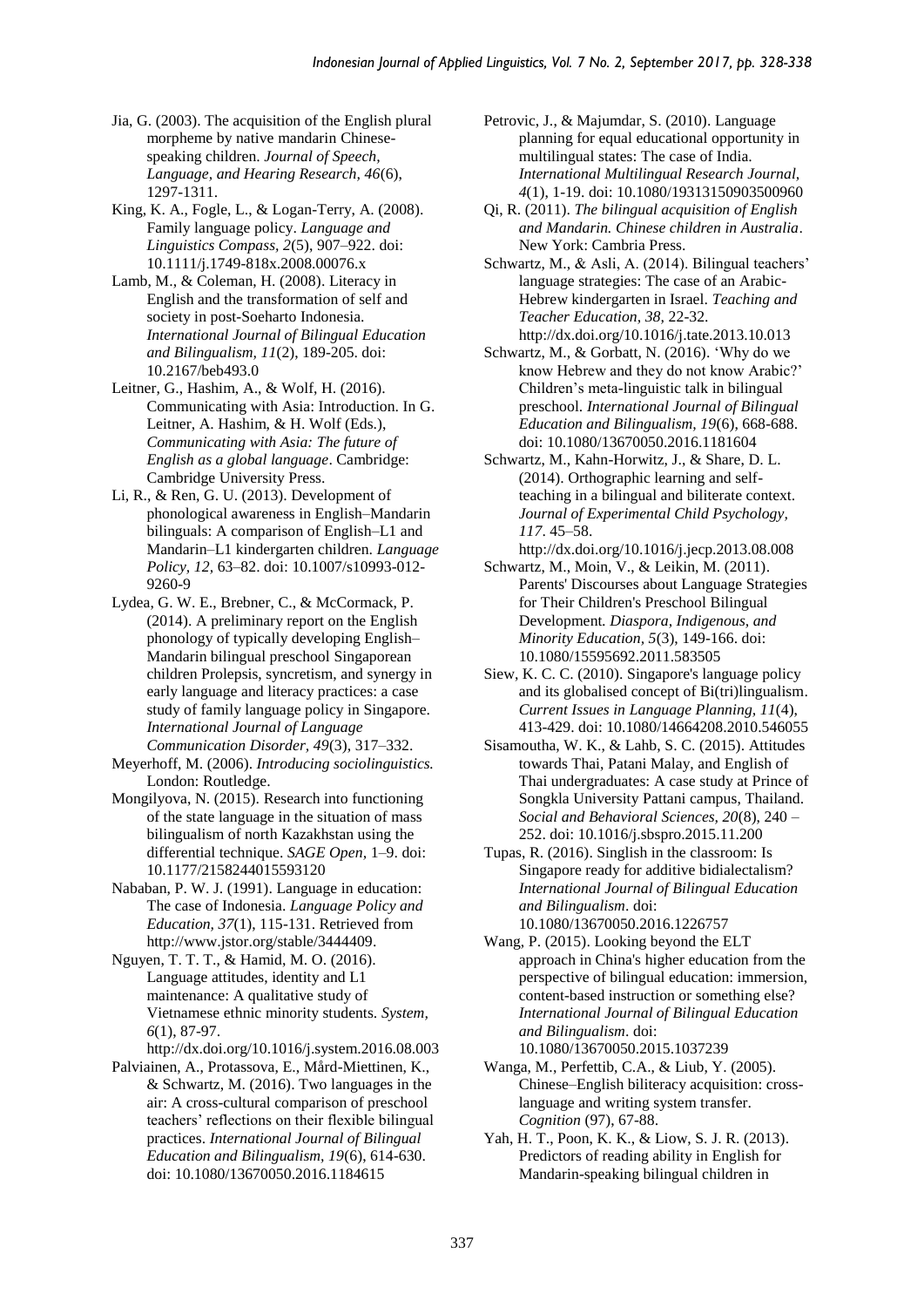Jia, G. (2003). The acquisition of the English plural morpheme by native mandarin Chinese-speaking children. *Journal of Speech, Language, and Hearing Research, 46*(6), 1297-1311.

King, K. A., Fogle, L., & Logan-Terry, A. (2008). Family language policy. *Language and Linguistics Compass, 2*(5), 907–922. doi: 10.1111/j.1749-818x.2008.00076.x

Lamb, M., & Coleman, H. (2008). Literacy in English and the transformation of self and society in post-Soeharto Indonesia. *International Journal of Bilingual Education and Bilingualism, 11*(2), 189-205. doi: 10.2167/beb493.0

Leitner, G., Hashim, A., & Wolf, H. (2016). Communicating with Asia: Introduction. In G. Leitner, A. Hashim, & H. Wolf (Eds.), *Communicating with Asia: The future of English as a global language*. Cambridge: Cambridge University Press.

Li, R., & Ren, G. U. (2013). Development of phonological awareness in English–Mandarin bilinguals: A comparison of English–L1 and Mandarin–L1 kindergarten children. *Language Policy, 12*, 63–82. doi: 10.1007/s10993-012-9260-9

Lydea, G. W. E., Brebner, C., & McCormack, P. (2014). A preliminary report on the English phonology of typically developing English–Mandarin bilingual preschool Singaporean children Prolepsis, syncretism, and synergy in early language and literacy practices: a case study of family language policy in Singapore. *International Journal of Language Communication Disorder, 49*(3), 317–332.

Meyerhoff, M. (2006). *Introducing sociolinguistics.* London: Routledge.

Mongilyova, N. (2015). Research into functioning of the state language in the situation of mass bilingualism of north Kazakhstan using the differential technique. *SAGE Open*, 1–9. doi: 10.1177/2158244015593120

Nababan, P. W. J. (1991). Language in education: The case of Indonesia. *Language Policy and Education, 37*(1), 115-131. Retrieved from http://www.jstor.org/stable/3444409.

Nguyen, T. T. T., & Hamid, M. O. (2016). Language attitudes, identity and L1 maintenance: A qualitative study of Vietnamese ethnic minority students. *System, 6*(1), 87-97. http://dx.doi.org/10.1016/j.system.2016.08.003

Palviainen, A., Protassova, E., Mård-Miettinen, K., & Schwartz, M. (2016). Two languages in the air: A cross-cultural comparison of preschool teachers' reflections on their flexible bilingual practices. *International Journal of Bilingual Education and Bilingualism, 19*(6), 614-630. doi: 10.1080/13670050.2016.1184615

Petrovic, J., & Majumdar, S. (2010). Language planning for equal educational opportunity in multilingual states: The case of India. *International Multilingual Research Journal, 4*(1), 1-19. doi: 10.1080/19313150903500960

Qi, R. (2011). *The bilingual acquisition of English and Mandarin. Chinese children in Australia*. New York: Cambria Press.

Schwartz, M., & Asli, A. (2014). Bilingual teachers' language strategies: The case of an Arabic-Hebrew kindergarten in Israel. *Teaching and Teacher Education, 38,* 22-32. http://dx.doi.org/10.1016/j.tate.2013.10.013

Schwartz, M., & Gorbatt, N. (2016). 'Why do we know Hebrew and they do not know Arabic?' Children's meta-linguistic talk in bilingual preschool. *International Journal of Bilingual Education and Bilingualism, 19*(6), 668-688. doi: 10.1080/13670050.2016.1181604

Schwartz, M., Kahn-Horwitz, J., & Share, D. L. (2014). Orthographic learning and self-teaching in a bilingual and biliterate context. *Journal of Experimental Child Psychology, 117*. 45–58. http://dx.doi.org/10.1016/j.jecp.2013.08.008

Schwartz, M., Moin, V., & Leikin, M. (2011). Parents' Discourses about Language Strategies for Their Children's Preschool Bilingual Development. *Diaspora, Indigenous, and Minority Education, 5*(3), 149-166. doi: 10.1080/15595692.2011.583505

Siew, K. C. C. (2010). Singapore's language policy and its globalised concept of Bi(tri)lingualism. *Current Issues in Language Planning, 11*(4), 413-429. doi: 10.1080/14664208.2010.546055

Sisamoutha, W. K., & Lahb, S. C. (2015). Attitudes towards Thai, Patani Malay, and English of Thai undergraduates: A case study at Prince of Songkla University Pattani campus, Thailand. *Social and Behavioral Sciences, 20*(8), 240 – 252. doi: 10.1016/j.sbspro.2015.11.200

Tupas, R. (2016). Singlish in the classroom: Is Singapore ready for additive bidialectalism? *International Journal of Bilingual Education and Bilingualism*. doi: 10.1080/13670050.2016.1226757

Wang, P. (2015). Looking beyond the ELT approach in China's higher education from the perspective of bilingual education: immersion, content-based instruction or something else? *International Journal of Bilingual Education and Bilingualism*. doi: 10.1080/13670050.2015.1037239

Wanga, M., Perfettib, C.A., & Liub, Y. (2005). Chinese–English biliteracy acquisition: cross-language and writing system transfer. *Cognition* (97), 67-88.

Yah, H. T., Poon, K. K., & Liow, S. J. R. (2013). Predictors of reading ability in English for Mandarin-speaking bilingual children in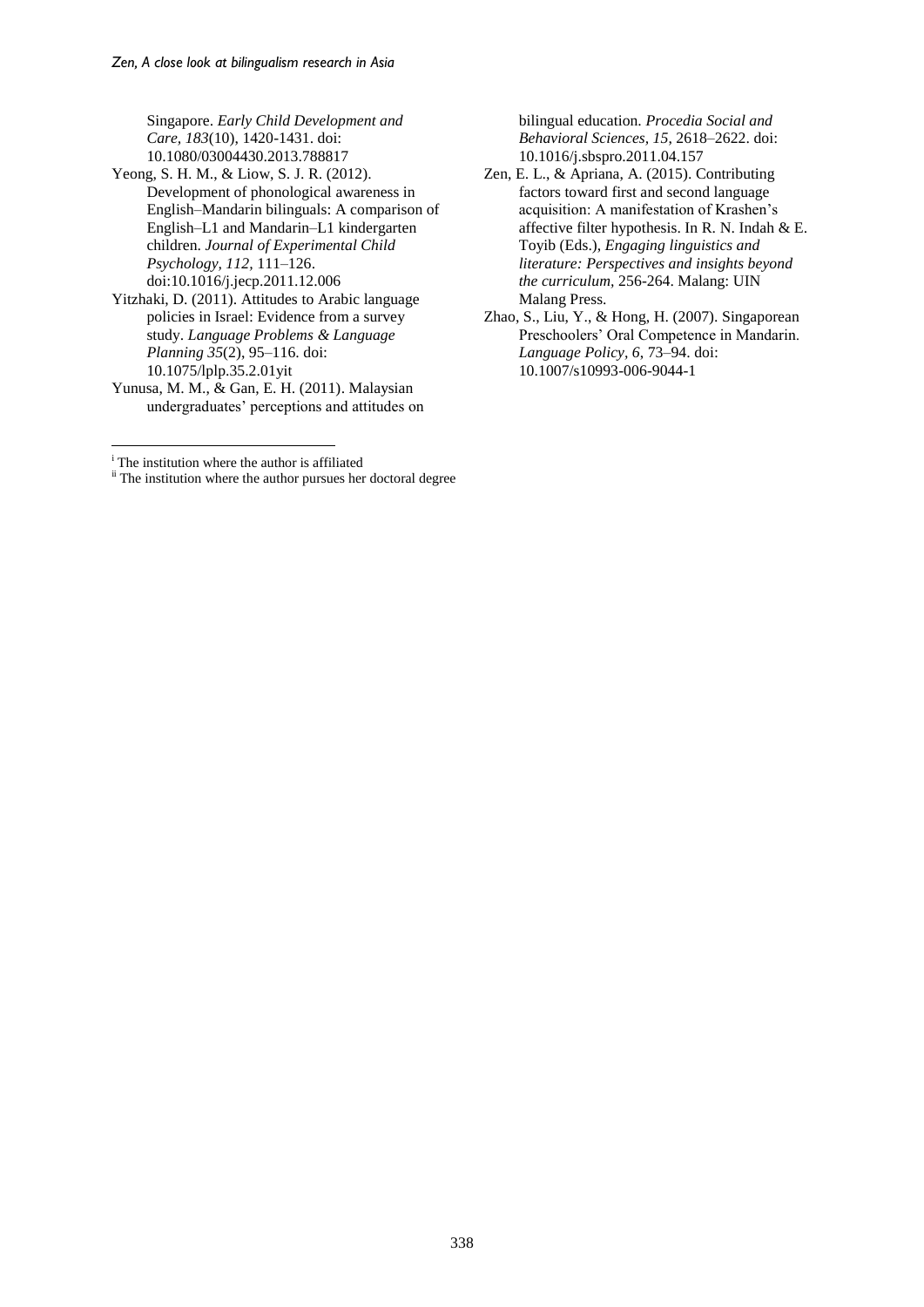Singapore. *Early Child Development and Care, 183*(10), 1420-1431. doi: 10.1080/03004430.2013.788817

Yeong, S. H. M., & Liow, S. J. R. (2012). Development of phonological awareness in English–Mandarin bilinguals: A comparison of English–L1 and Mandarin–L1 kindergarten children. *Journal of Experimental Child Psychology, 112*, 111–126. doi:10.1016/j.jecp.2011.12.006

Yitzhaki, D. (2011). Attitudes to Arabic language policies in Israel: Evidence from a survey study. *Language Problems & Language Planning 35*(2), 95–116. doi: 10.1075/lplp.35.2.01yit

Yunusa, M. M., & Gan, E. H. (2011). Malaysian undergraduates' perceptions and attitudes on bilingual education. *Procedia Social and Behavioral Sciences, 15*, 2618–2622. doi: 10.1016/j.sbspro.2011.04.157

Zen, E. L., & Apriana, A. (2015). Contributing factors toward first and second language acquisition: A manifestation of Krashen's affective filter hypothesis. In R. N. Indah & E. Toyib (Eds.), *Engaging linguistics and literature: Perspectives and insights beyond the curriculum*, 256-264. Malang: UIN Malang Press.

Zhao, S., Liu, Y., & Hong, H. (2007). Singaporean Preschoolers' Oral Competence in Mandarin. *Language Policy, 6*, 73–94. doi: 10.1007/s10993-006-9044-1

---

[i] The institution where the author is affiliated

[ii] The institution where the author pursues her doctoral degree